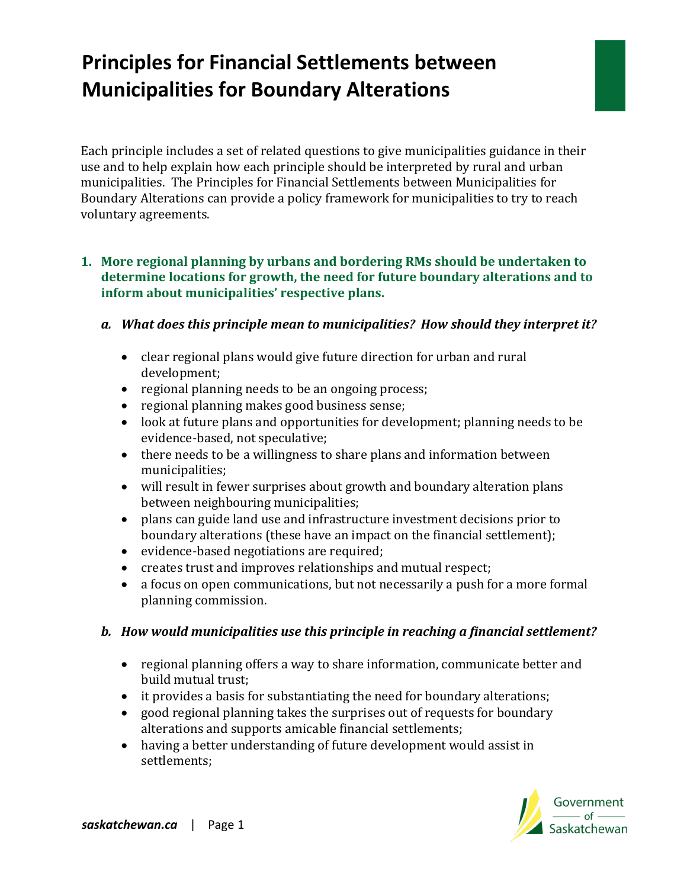# Principles for Financial Settlements between Municipalities for Boundary Alterations

Each principle includes a set of related questions to give municipalities guidance in their use and to help explain how each principle should be interpreted by rural and urban municipalities. The Principles for Financial Settlements between Municipalities for Boundary Alterations can provide a policy framework for municipalities to try to reach voluntary agreements.

## 1. More regional planning by urbans and bordering RMs should be undertaken to determine locations for growth, the need for future boundary alterations and to inform about municipalities' respective plans.

### *a. What does this principle mean to municipalities? How should they interpret it?*

- clear regional plans would give future direction for urban and rural development;
- regional planning needs to be an ongoing process;
- regional planning makes good business sense;
- look at future plans and opportunities for development; planning needs to be evidence-based, not speculative;
- there needs to be a willingness to share plans and information between municipalities;
- will result in fewer surprises about growth and boundary alteration plans between neighbouring municipalities;
- plans can guide land use and infrastructure investment decisions prior to boundary alterations (these have an impact on the financial settlement);
- evidence-based negotiations are required;
- creates trust and improves relationships and mutual respect;
- a focus on open communications, but not necessarily a push for a more formal planning commission.

### *b. How would municipalities use this principle in reaching a financial settlement?*

- regional planning offers a way to share information, communicate better and build mutual trust;
- it provides a basis for substantiating the need for boundary alterations;
- good regional planning takes the surprises out of requests for boundary alterations and supports amicable financial settlements;
- having a better understanding of future development would assist in settlements;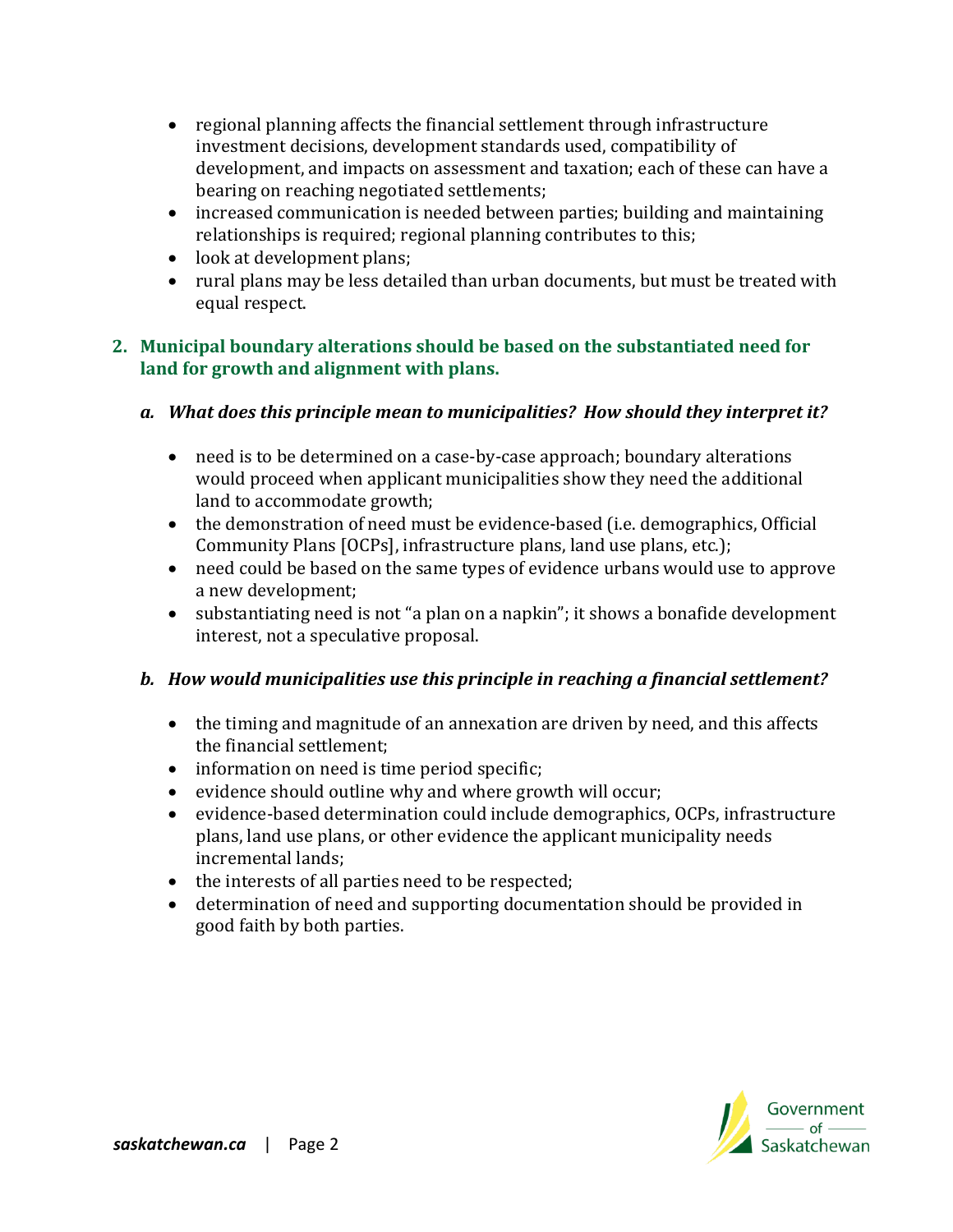- regional planning affects the financial settlement through infrastructure investment decisions, development standards used, compatibility of development, and impacts on assessment and taxation; each of these can have a bearing on reaching negotiated settlements;
- increased communication is needed between parties; building and maintaining relationships is required; regional planning contributes to this;
- look at development plans;
- rural plans may be less detailed than urban documents, but must be treated with equal respect.

## 2. Municipal boundary alterations should be based on the substantiated need for land for growth and alignment with plans.

### *a. What does this principle mean to municipalities? How should they interpret it?*

- need is to be determined on a case-by-case approach; boundary alterations would proceed when applicant municipalities show they need the additional land to accommodate growth;
- the demonstration of need must be evidence-based (i.e. demographics, Official Community Plans [OCPs], infrastructure plans, land use plans, etc.);
- need could be based on the same types of evidence urbans would use to approve a new development;
- substantiating need is not "a plan on a napkin"; it shows a bonafide development interest, not a speculative proposal.

### *b. How would municipalities use this principle in reaching a financial settlement?*

- the timing and magnitude of an annexation are driven by need, and this affects the financial settlement;
- information on need is time period specific;
- evidence should outline why and where growth will occur;
- evidence-based determination could include demographics, OCPs, infrastructure plans, land use plans, or other evidence the applicant municipality needs incremental lands;
- the interests of all parties need to be respected;
- determination of need and supporting documentation should be provided in good faith by both parties.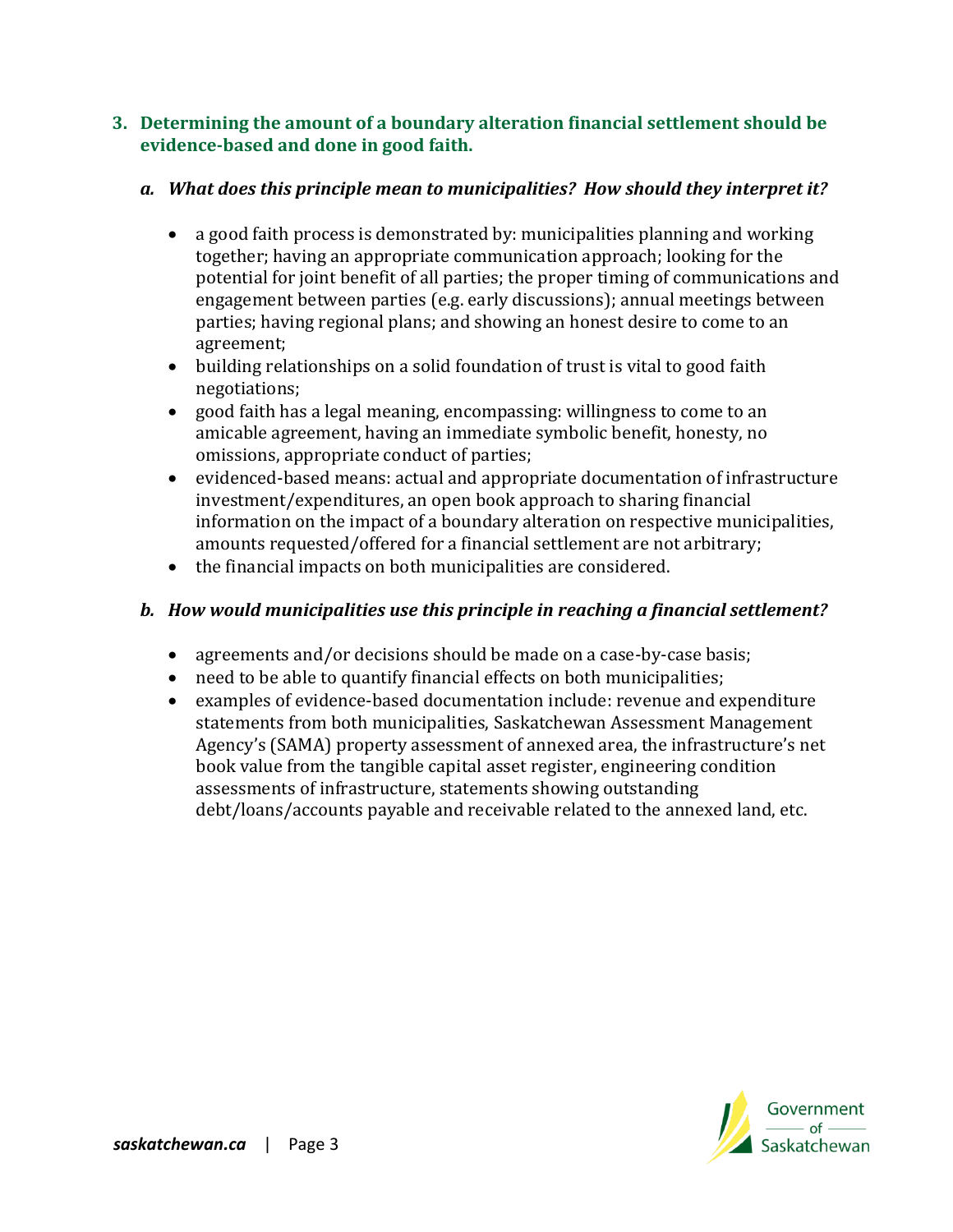## 3. Determining the amount of a boundary alteration financial settlement should be evidence-based and done in good faith.

### *a. What does this principle mean to municipalities? How should they interpret it?*

- a good faith process is demonstrated by: municipalities planning and working together; having an appropriate communication approach; looking for the potential for joint benefit of all parties; the proper timing of communications and engagement between parties (e.g. early discussions); annual meetings between parties; having regional plans; and showing an honest desire to come to an agreement;
- building relationships on a solid foundation of trust is vital to good faith negotiations;
- good faith has a legal meaning, encompassing: willingness to come to an amicable agreement, having an immediate symbolic benefit, honesty, no omissions, appropriate conduct of parties;
- evidenced-based means: actual and appropriate documentation of infrastructure investment/expenditures, an open book approach to sharing financial information on the impact of a boundary alteration on respective municipalities, amounts requested/offered for a financial settlement are not arbitrary;
- the financial impacts on both municipalities are considered.

### *b. How would municipalities use this principle in reaching a financial settlement?*

- agreements and/or decisions should be made on a case-by-case basis;
- need to be able to quantify financial effects on both municipalities;
- examples of evidence-based documentation include: revenue and expenditure statements from both municipalities, Saskatchewan Assessment Management Agency's (SAMA) property assessment of annexed area, the infrastructure's net book value from the tangible capital asset register, engineering condition assessments of infrastructure, statements showing outstanding debt/loans/accounts payable and receivable related to the annexed land, etc.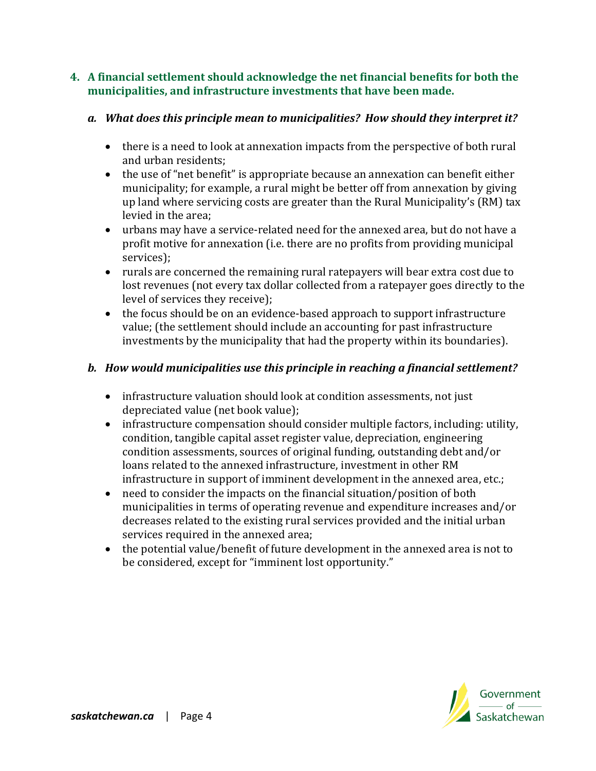4. **A financial settlement should acknowledge the net financial benefits for both the municipalities, and infrastructure investments that have been made.**

   a. ***What does this principle mean to municipalities? How should they interpret it?***

      - there is a need to look at annexation impacts from the perspective of both rural and urban residents;
      - the use of "net benefit" is appropriate because an annexation can benefit either municipality; for example, a rural might be better off from annexation by giving up land where servicing costs are greater than the Rural Municipality's (RM) tax levied in the area;
      - urbans may have a service-related need for the annexed area, but do not have a profit motive for annexation (i.e. there are no profits from providing municipal services);
      - rurals are concerned the remaining rural ratepayers will bear extra cost due to lost revenues (not every tax dollar collected from a ratepayer goes directly to the level of services they receive);
      - the focus should be on an evidence-based approach to support infrastructure value; (the settlement should include an accounting for past infrastructure investments by the municipality that had the property within its boundaries).

   b. ***How would municipalities use this principle in reaching a financial settlement?***

      - infrastructure valuation should look at condition assessments, not just depreciated value (net book value);
      - infrastructure compensation should consider multiple factors, including: utility, condition, tangible capital asset register value, depreciation, engineering condition assessments, sources of original funding, outstanding debt and/or loans related to the annexed infrastructure, investment in other RM infrastructure in support of imminent development in the annexed area, etc.;
      - need to consider the impacts on the financial situation/position of both municipalities in terms of operating revenue and expenditure increases and/or decreases related to the existing rural services provided and the initial urban services required in the annexed area;
      - the potential value/benefit of future development in the annexed area is not to be considered, except for "imminent lost opportunity."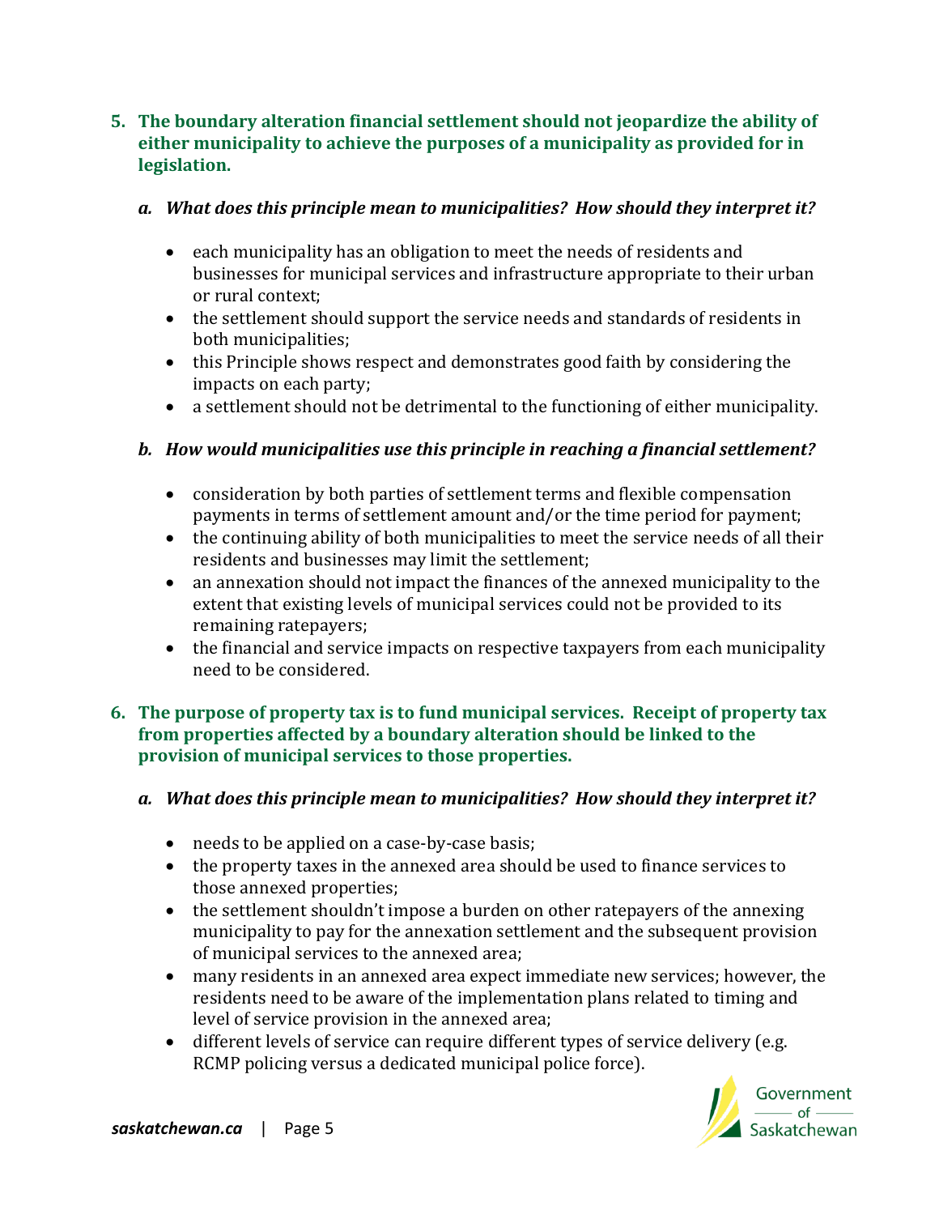5. **The boundary alteration financial settlement should not jeopardize the ability of either municipality to achieve the purposes of a municipality as provided for in legislation.**

   a. ***What does this principle mean to municipalities? How should they interpret it?***

      - each municipality has an obligation to meet the needs of residents and businesses for municipal services and infrastructure appropriate to their urban or rural context;
      - the settlement should support the service needs and standards of residents in both municipalities;
      - this Principle shows respect and demonstrates good faith by considering the impacts on each party;
      - a settlement should not be detrimental to the functioning of either municipality.

   b. ***How would municipalities use this principle in reaching a financial settlement?***

      - consideration by both parties of settlement terms and flexible compensation payments in terms of settlement amount and/or the time period for payment;
      - the continuing ability of both municipalities to meet the service needs of all their residents and businesses may limit the settlement;
      - an annexation should not impact the finances of the annexed municipality to the extent that existing levels of municipal services could not be provided to its remaining ratepayers;
      - the financial and service impacts on respective taxpayers from each municipality need to be considered.

6. **The purpose of property tax is to fund municipal services. Receipt of property tax from properties affected by a boundary alteration should be linked to the provision of municipal services to those properties.**

   a. ***What does this principle mean to municipalities? How should they interpret it?***

      - needs to be applied on a case-by-case basis;
      - the property taxes in the annexed area should be used to finance services to those annexed properties;
      - the settlement shouldn't impose a burden on other ratepayers of the annexing municipality to pay for the annexation settlement and the subsequent provision of municipal services to the annexed area;
      - many residents in an annexed area expect immediate new services; however, the residents need to be aware of the implementation plans related to timing and level of service provision in the annexed area;
      - different levels of service can require different types of service delivery (e.g. RCMP policing versus a dedicated municipal police force).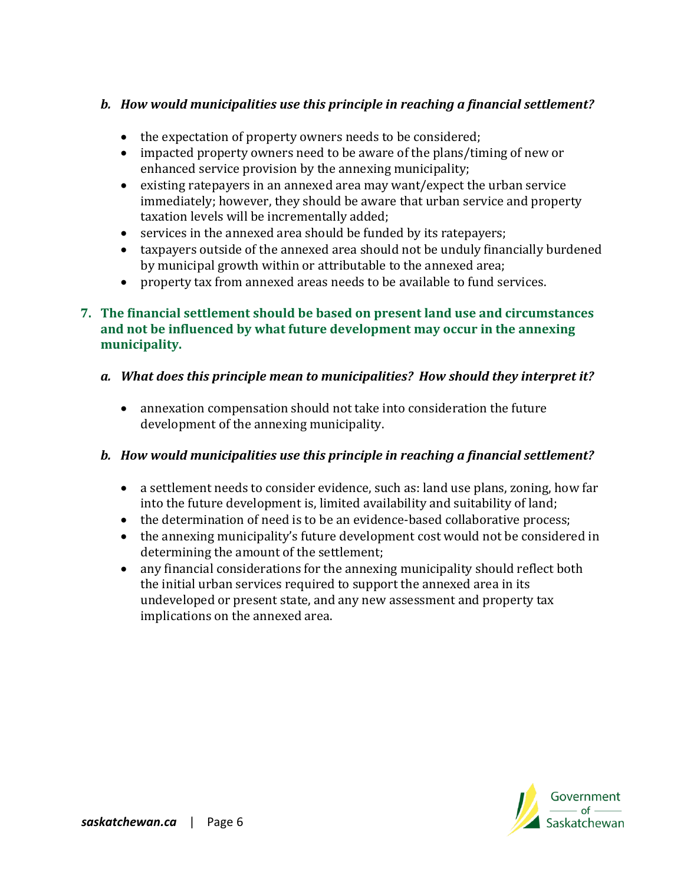### *b. How would municipalities use this principle in reaching a financial settlement?*

- the expectation of property owners needs to be considered;
- impacted property owners need to be aware of the plans/timing of new or enhanced service provision by the annexing municipality;
- existing ratepayers in an annexed area may want/expect the urban service immediately; however, they should be aware that urban service and property taxation levels will be incrementally added;
- services in the annexed area should be funded by its ratepayers;
- taxpayers outside of the annexed area should not be unduly financially burdened by municipal growth within or attributable to the annexed area;
- property tax from annexed areas needs to be available to fund services.

## 7. The financial settlement should be based on present land use and circumstances and not be influenced by what future development may occur in the annexing municipality.

### *a. What does this principle mean to municipalities? How should they interpret it?*

- annexation compensation should not take into consideration the future development of the annexing municipality.

### *b. How would municipalities use this principle in reaching a financial settlement?*

- a settlement needs to consider evidence, such as: land use plans, zoning, how far into the future development is, limited availability and suitability of land;
- the determination of need is to be an evidence-based collaborative process;
- the annexing municipality's future development cost would not be considered in determining the amount of the settlement;
- any financial considerations for the annexing municipality should reflect both the initial urban services required to support the annexed area in its undeveloped or present state, and any new assessment and property tax implications on the annexed area.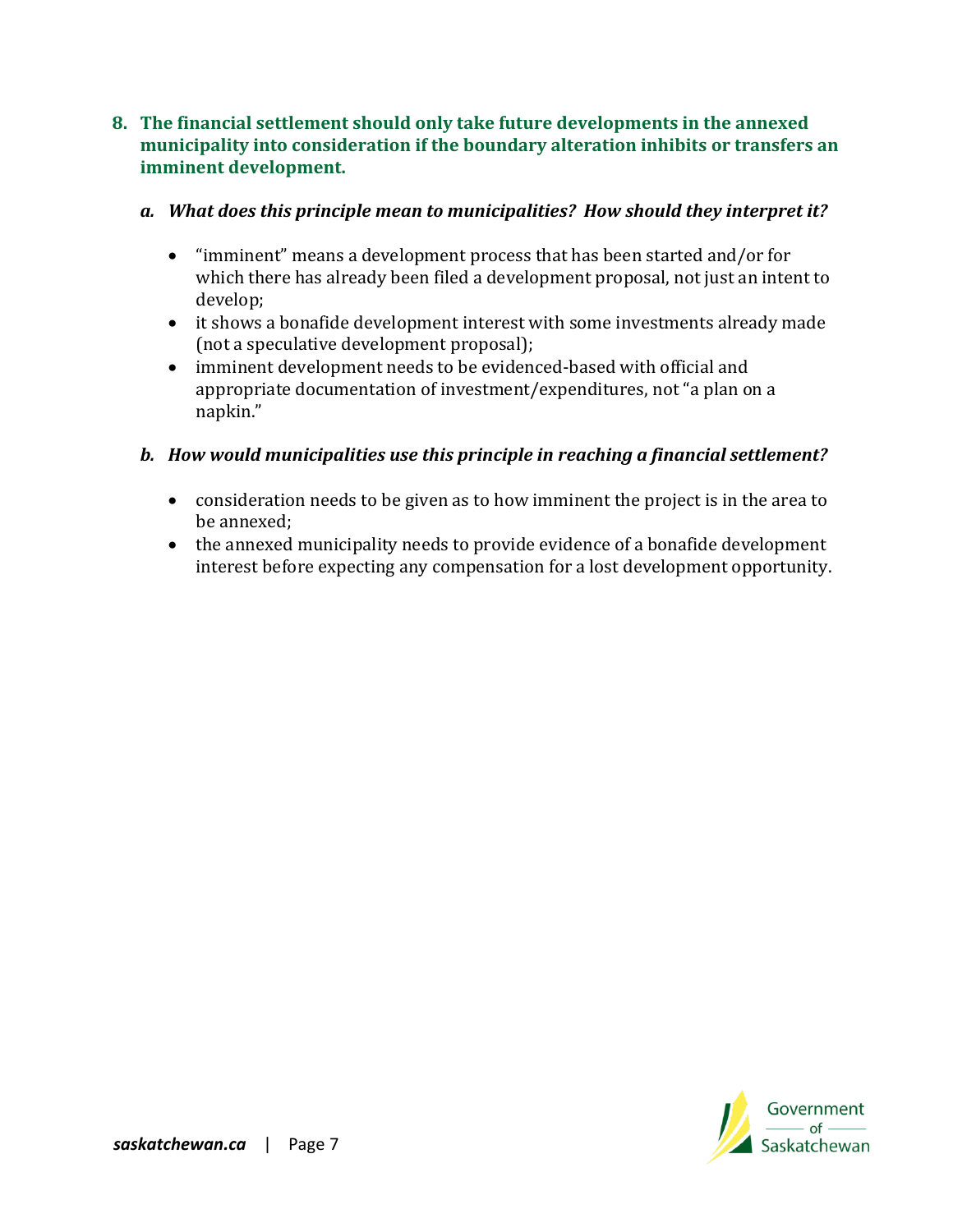8. **The financial settlement should only take future developments in the annexed municipality into consideration if the boundary alteration inhibits or transfers an imminent development.**

   a. ***What does this principle mean to municipalities? How should they interpret it?***

      - "imminent" means a development process that has been started and/or for which there has already been filed a development proposal, not just an intent to develop;
      - it shows a bonafide development interest with some investments already made (not a speculative development proposal);
      - imminent development needs to be evidenced-based with official and appropriate documentation of investment/expenditures, not "a plan on a napkin."

   b. ***How would municipalities use this principle in reaching a financial settlement?***

      - consideration needs to be given as to how imminent the project is in the area to be annexed;
      - the annexed municipality needs to provide evidence of a bonafide development interest before expecting any compensation for a lost development opportunity.